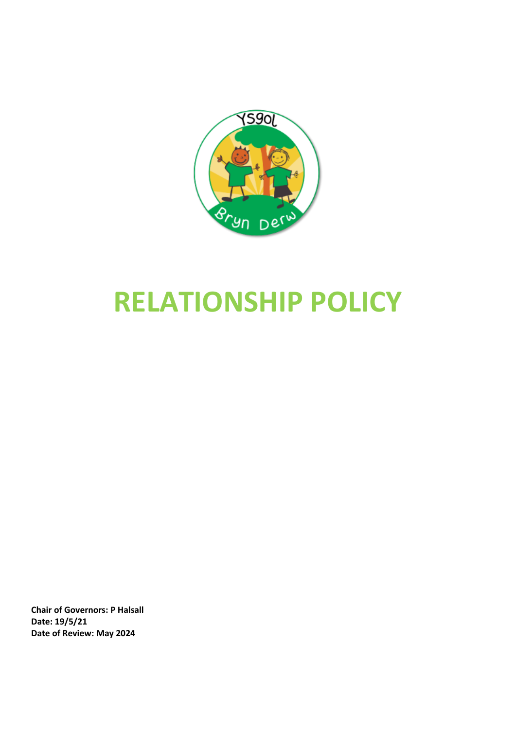# RELATIONSHIP POLICY

**Chair of Governors: P Halsall**
**Date: 19/5/21**
**Date of Review: May 2024**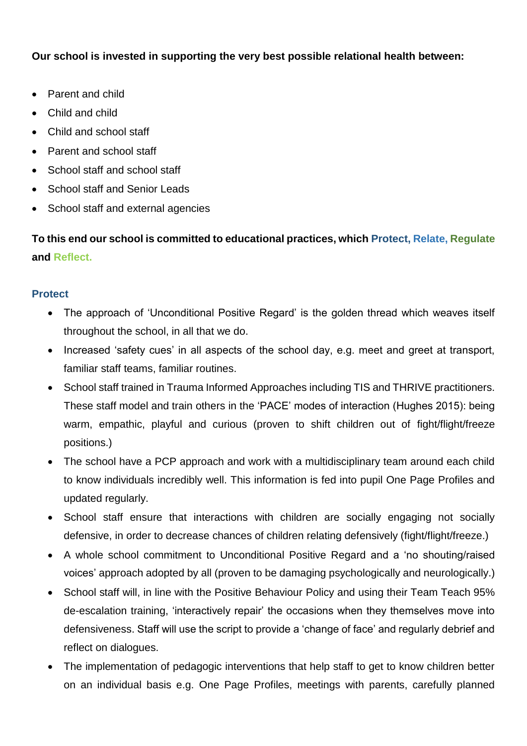**Our school is invested in supporting the very best possible relational health between:**

- Parent and child
- Child and child
- Child and school staff
- Parent and school staff
- School staff and school staff
- School staff and Senior Leads
- School staff and external agencies

**To this end our school is committed to educational practices, which Protect, Relate, Regulate and Reflect.**

### Protect

- The approach of 'Unconditional Positive Regard' is the golden thread which weaves itself throughout the school, in all that we do.
- Increased 'safety cues' in all aspects of the school day, e.g. meet and greet at transport, familiar staff teams, familiar routines.
- School staff trained in Trauma Informed Approaches including TIS and THRIVE practitioners. These staff model and train others in the 'PACE' modes of interaction (Hughes 2015): being warm, empathic, playful and curious (proven to shift children out of fight/flight/freeze positions.)
- The school have a PCP approach and work with a multidisciplinary team around each child to know individuals incredibly well. This information is fed into pupil One Page Profiles and updated regularly.
- School staff ensure that interactions with children are socially engaging not socially defensive, in order to decrease chances of children relating defensively (fight/flight/freeze.)
- A whole school commitment to Unconditional Positive Regard and a 'no shouting/raised voices' approach adopted by all (proven to be damaging psychologically and neurologically.)
- School staff will, in line with the Positive Behaviour Policy and using their Team Teach 95% de-escalation training, 'interactively repair' the occasions when they themselves move into defensiveness. Staff will use the script to provide a 'change of face' and regularly debrief and reflect on dialogues.
- The implementation of pedagogic interventions that help staff to get to know children better on an individual basis e.g. One Page Profiles, meetings with parents, carefully planned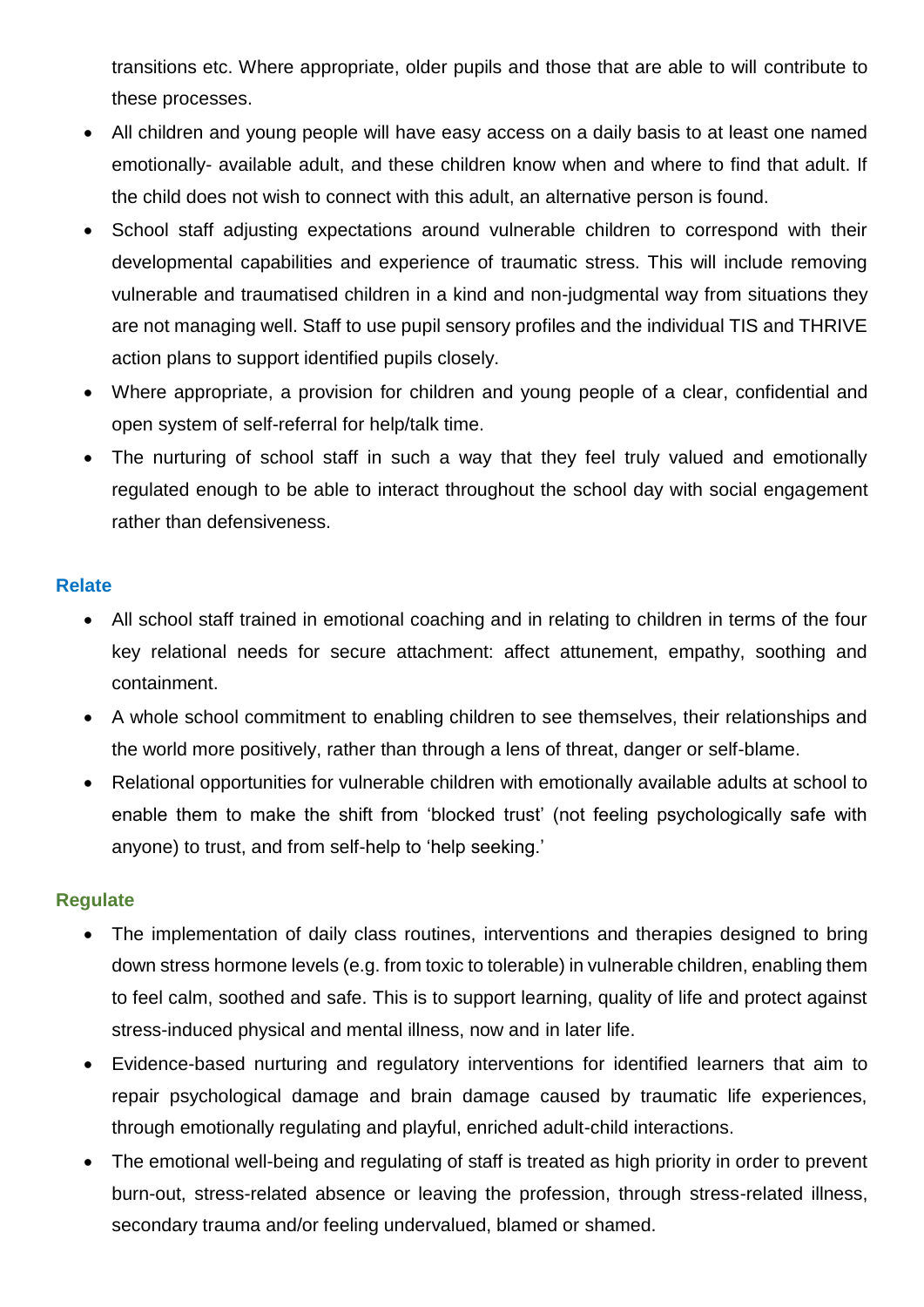transitions etc. Where appropriate, older pupils and those that are able to will contribute to these processes.

- All children and young people will have easy access on a daily basis to at least one named emotionally- available adult, and these children know when and where to find that adult. If the child does not wish to connect with this adult, an alternative person is found.
- School staff adjusting expectations around vulnerable children to correspond with their developmental capabilities and experience of traumatic stress. This will include removing vulnerable and traumatised children in a kind and non-judgmental way from situations they are not managing well. Staff to use pupil sensory profiles and the individual TIS and THRIVE action plans to support identified pupils closely.
- Where appropriate, a provision for children and young people of a clear, confidential and open system of self-referral for help/talk time.
- The nurturing of school staff in such a way that they feel truly valued and emotionally regulated enough to be able to interact throughout the school day with social engagement rather than defensiveness.

### Relate

- All school staff trained in emotional coaching and in relating to children in terms of the four key relational needs for secure attachment: affect attunement, empathy, soothing and containment.
- A whole school commitment to enabling children to see themselves, their relationships and the world more positively, rather than through a lens of threat, danger or self-blame.
- Relational opportunities for vulnerable children with emotionally available adults at school to enable them to make the shift from 'blocked trust' (not feeling psychologically safe with anyone) to trust, and from self-help to 'help seeking.'

### Regulate

- The implementation of daily class routines, interventions and therapies designed to bring down stress hormone levels (e.g. from toxic to tolerable) in vulnerable children, enabling them to feel calm, soothed and safe. This is to support learning, quality of life and protect against stress-induced physical and mental illness, now and in later life.
- Evidence-based nurturing and regulatory interventions for identified learners that aim to repair psychological damage and brain damage caused by traumatic life experiences, through emotionally regulating and playful, enriched adult-child interactions.
- The emotional well-being and regulating of staff is treated as high priority in order to prevent burn-out, stress-related absence or leaving the profession, through stress-related illness, secondary trauma and/or feeling undervalued, blamed or shamed.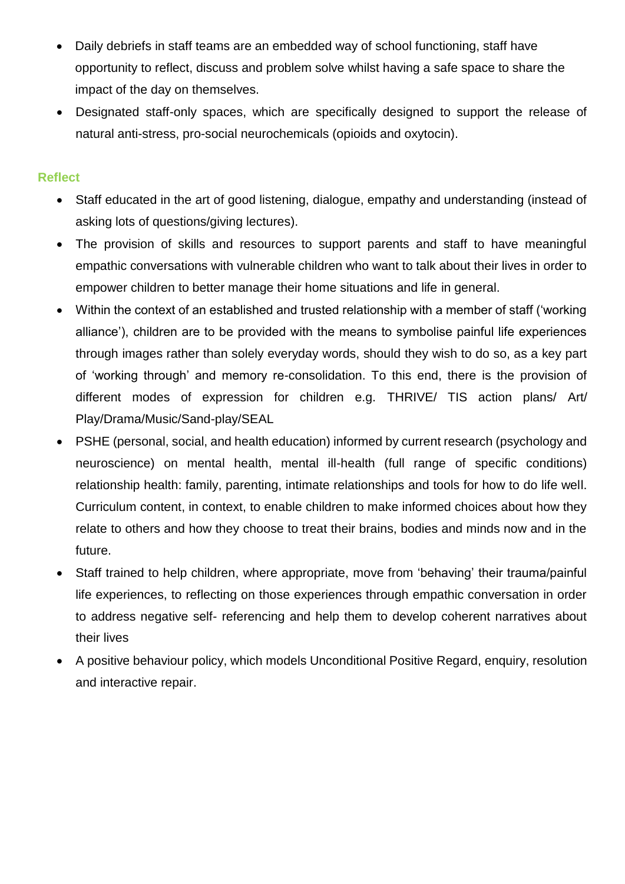- Daily debriefs in staff teams are an embedded way of school functioning, staff have opportunity to reflect, discuss and problem solve whilst having a safe space to share the impact of the day on themselves.
- Designated staff-only spaces, which are specifically designed to support the release of natural anti-stress, pro-social neurochemicals (opioids and oxytocin).

### Reflect

- Staff educated in the art of good listening, dialogue, empathy and understanding (instead of asking lots of questions/giving lectures).
- The provision of skills and resources to support parents and staff to have meaningful empathic conversations with vulnerable children who want to talk about their lives in order to empower children to better manage their home situations and life in general.
- Within the context of an established and trusted relationship with a member of staff ('working alliance'), children are to be provided with the means to symbolise painful life experiences through images rather than solely everyday words, should they wish to do so, as a key part of 'working through' and memory re-consolidation. To this end, there is the provision of different modes of expression for children e.g. THRIVE/ TIS action plans/ Art/ Play/Drama/Music/Sand-play/SEAL
- PSHE (personal, social, and health education) informed by current research (psychology and neuroscience) on mental health, mental ill-health (full range of specific conditions) relationship health: family, parenting, intimate relationships and tools for how to do life well. Curriculum content, in context, to enable children to make informed choices about how they relate to others and how they choose to treat their brains, bodies and minds now and in the future.
- Staff trained to help children, where appropriate, move from 'behaving' their trauma/painful life experiences, to reflecting on those experiences through empathic conversation in order to address negative self- referencing and help them to develop coherent narratives about their lives
- A positive behaviour policy, which models Unconditional Positive Regard, enquiry, resolution and interactive repair.